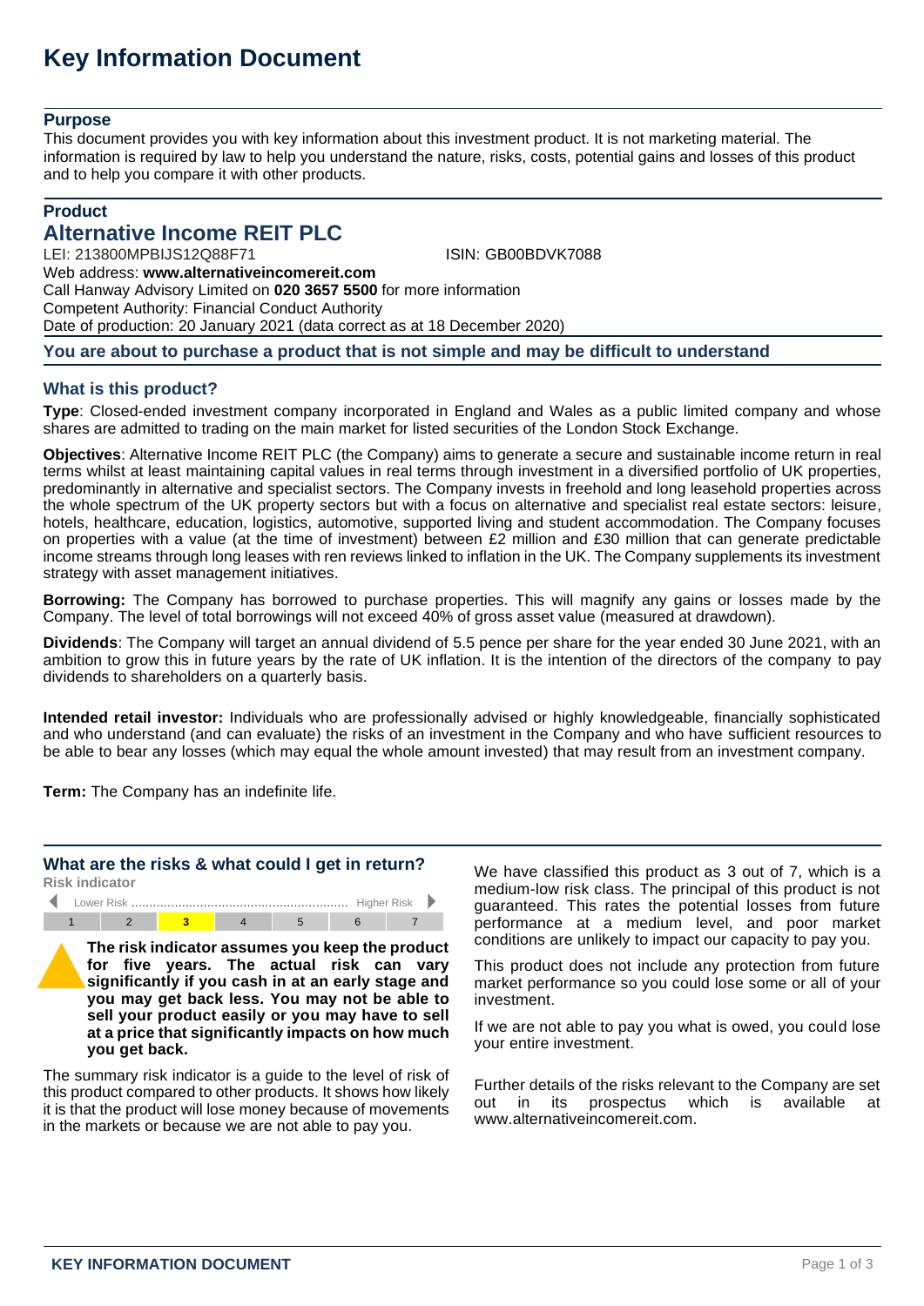# Key Information Document

## Purpose

This document provides you with key information about this investment product. It is not marketing material. The information is required by law to help you understand the nature, risks, costs, potential gains and losses of this product and to help you compare it with other products.

## Product

## Alternative Income REIT PLC

LEI: 213800MPBIJS12Q88F71 ISIN: GB00BDVK7088

Web address: **www.alternativeincomereit.com**

Call Hanway Advisory Limited on **020 3657 5500** for more information

Competent Authority: Financial Conduct Authority

Date of production: 20 January 2021 (data correct as at 18 December 2020)

**You are about to purchase a product that is not simple and may be difficult to understand**

## What is this product?

**Type**: Closed-ended investment company incorporated in England and Wales as a public limited company and whose shares are admitted to trading on the main market for listed securities of the London Stock Exchange.

**Objectives**: Alternative Income REIT PLC (the Company) aims to generate a secure and sustainable income return in real terms whilst at least maintaining capital values in real terms through investment in a diversified portfolio of UK properties, predominantly in alternative and specialist sectors. The Company invests in freehold and long leasehold properties across the whole spectrum of the UK property sectors but with a focus on alternative and specialist real estate sectors: leisure, hotels, healthcare, education, logistics, automotive, supported living and student accommodation. The Company focuses on properties with a value (at the time of investment) between £2 million and £30 million that can generate predictable income streams through long leases with ren reviews linked to inflation in the UK. The Company supplements its investment strategy with asset management initiatives.

**Borrowing:** The Company has borrowed to purchase properties. This will magnify any gains or losses made by the Company. The level of total borrowings will not exceed 40% of gross asset value (measured at drawdown).

**Dividends**: The Company will target an annual dividend of 5.5 pence per share for the year ended 30 June 2021, with an ambition to grow this in future years by the rate of UK inflation. It is the intention of the directors of the company to pay dividends to shareholders on a quarterly basis.

**Intended retail investor:** Individuals who are professionally advised or highly knowledgeable, financially sophisticated and who understand (and can evaluate) the risks of an investment in the Company and who have sufficient resources to be able to bear any losses (which may equal the whole amount invested) that may result from an investment company.

**Term:** The Company has an indefinite life.

## What are the risks & what could I get in return?

**Risk indicator**

Lower Risk ............................................................ Higher Risk

| 1 | 2 | **3** | 4 | 5 | 6 | 7 |
|---|---|---|---|---|---|---|

**The risk indicator assumes you keep the product for five years. The actual risk can vary significantly if you cash in at an early stage and you may get back less. You may not be able to sell your product easily or you may have to sell at a price that significantly impacts on how much you get back.**

The summary risk indicator is a guide to the level of risk of this product compared to other products. It shows how likely it is that the product will lose money because of movements in the markets or because we are not able to pay you.

We have classified this product as 3 out of 7, which is a medium-low risk class. The principal of this product is not guaranteed. This rates the potential losses from future performance at a medium level, and poor market conditions are unlikely to impact our capacity to pay you.

This product does not include any protection from future market performance so you could lose some or all of your investment.

If we are not able to pay you what is owed, you could lose your entire investment.

Further details of the risks relevant to the Company are set out in its prospectus which is available at www.alternativeincomereit.com.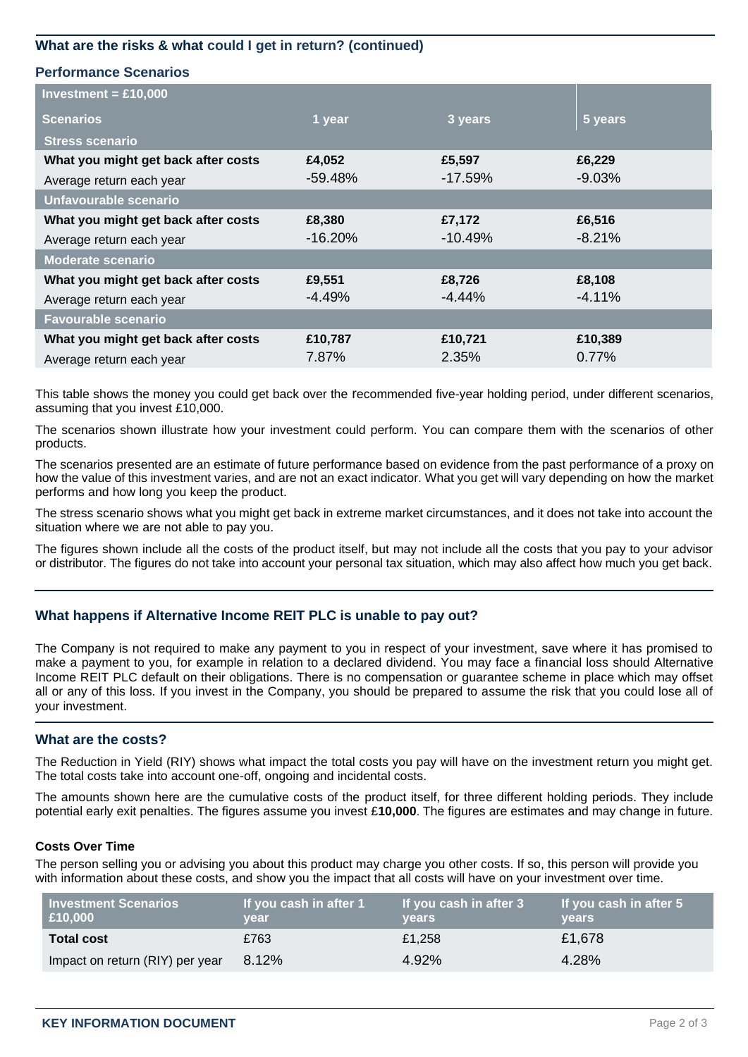### What are the risks & what could I get in return? (continued)

#### Performance Scenarios

| Investment = £10,000 | | | |
|---|---|---|---|
| **Scenarios** | **1 year** | **3 years** | **5 years** |
| **Stress scenario** | | | |
| **What you might get back after costs** | **£4,052** | **£5,597** | **£6,229** |
| Average return each year | -59.48% | -17.59% | -9.03% |
| **Unfavourable scenario** | | | |
| **What you might get back after costs** | **£8,380** | **£7,172** | **£6,516** |
| Average return each year | -16.20% | -10.49% | -8.21% |
| **Moderate scenario** | | | |
| **What you might get back after costs** | **£9,551** | **£8,726** | **£8,108** |
| Average return each year | -4.49% | -4.44% | -4.11% |
| **Favourable scenario** | | | |
| **What you might get back after costs** | **£10,787** | **£10,721** | **£10,389** |
| Average return each year | 7.87% | 2.35% | 0.77% |

This table shows the money you could get back over the recommended five-year holding period, under different scenarios, assuming that you invest £10,000.

The scenarios shown illustrate how your investment could perform. You can compare them with the scenarios of other products.

The scenarios presented are an estimate of future performance based on evidence from the past performance of a proxy on how the value of this investment varies, and are not an exact indicator. What you get will vary depending on how the market performs and how long you keep the product.

The stress scenario shows what you might get back in extreme market circumstances, and it does not take into account the situation where we are not able to pay you.

The figures shown include all the costs of the product itself, but may not include all the costs that you pay to your advisor or distributor. The figures do not take into account your personal tax situation, which may also affect how much you get back.

### What happens if Alternative Income REIT PLC is unable to pay out?

The Company is not required to make any payment to you in respect of your investment, save where it has promised to make a payment to you, for example in relation to a declared dividend. You may face a financial loss should Alternative Income REIT PLC default on their obligations. There is no compensation or guarantee scheme in place which may offset all or any of this loss. If you invest in the Company, you should be prepared to assume the risk that you could lose all of your investment.

### What are the costs?

The Reduction in Yield (RIY) shows what impact the total costs you pay will have on the investment return you might get. The total costs take into account one-off, ongoing and incidental costs.

The amounts shown here are the cumulative costs of the product itself, for three different holding periods. They include potential early exit penalties. The figures assume you invest £**10,000**. The figures are estimates and may change in future.

#### Costs Over Time

The person selling you or advising you about this product may charge you other costs. If so, this person will provide you with information about these costs, and show you the impact that all costs will have on your investment over time.

| Investment Scenarios £10,000 | If you cash in after 1 year | If you cash in after 3 years | If you cash in after 5 years |
|---|---|---|---|
| **Total cost** | £763 | £1,258 | £1,678 |
| Impact on return (RIY) per year | 8.12% | 4.92% | 4.28% |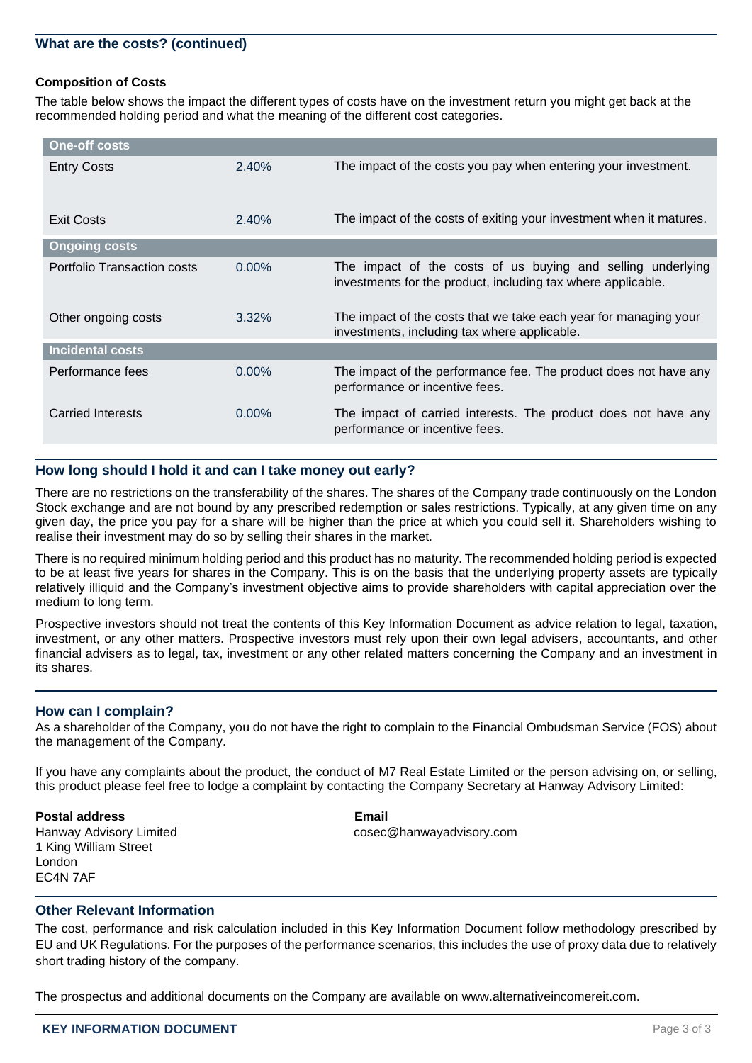## What are the costs? (continued)

### Composition of Costs

The table below shows the impact the different types of costs have on the investment return you might get back at the recommended holding period and what the meaning of the different cost categories.

| | | |
|---|---|---|
| **One-off costs** | | |
| Entry Costs | 2.40% | The impact of the costs you pay when entering your investment. |
| Exit Costs | 2.40% | The impact of the costs of exiting your investment when it matures. |
| **Ongoing costs** | | |
| Portfolio Transaction costs | 0.00% | The impact of the costs of us buying and selling underlying investments for the product, including tax where applicable. |
| Other ongoing costs | 3.32% | The impact of the costs that we take each year for managing your investments, including tax where applicable. |
| **Incidental costs** | | |
| Performance fees | 0.00% | The impact of the performance fee. The product does not have any performance or incentive fees. |
| Carried Interests | 0.00% | The impact of carried interests. The product does not have any performance or incentive fees. |

## How long should I hold it and can I take money out early?

There are no restrictions on the transferability of the shares. The shares of the Company trade continuously on the London Stock exchange and are not bound by any prescribed redemption or sales restrictions. Typically, at any given time on any given day, the price you pay for a share will be higher than the price at which you could sell it. Shareholders wishing to realise their investment may do so by selling their shares in the market.

There is no required minimum holding period and this product has no maturity. The recommended holding period is expected to be at least five years for shares in the Company. This is on the basis that the underlying property assets are typically relatively illiquid and the Company's investment objective aims to provide shareholders with capital appreciation over the medium to long term.

Prospective investors should not treat the contents of this Key Information Document as advice relation to legal, taxation, investment, or any other matters. Prospective investors must rely upon their own legal advisers, accountants, and other financial advisers as to legal, tax, investment or any other related matters concerning the Company and an investment in its shares.

## How can I complain?

As a shareholder of the Company, you do not have the right to complain to the Financial Ombudsman Service (FOS) about the management of the Company.

If you have any complaints about the product, the conduct of M7 Real Estate Limited or the person advising on, or selling, this product please feel free to lodge a complaint by contacting the Company Secretary at Hanway Advisory Limited:

**Postal address**
Hanway Advisory Limited
1 King William Street
London
EC4N 7AF

**Email**
cosec@hanwayadvisory.com

## Other Relevant Information

The cost, performance and risk calculation included in this Key Information Document follow methodology prescribed by EU and UK Regulations. For the purposes of the performance scenarios, this includes the use of proxy data due to relatively short trading history of the company.

The prospectus and additional documents on the Company are available on www.alternativeincomereit.com.